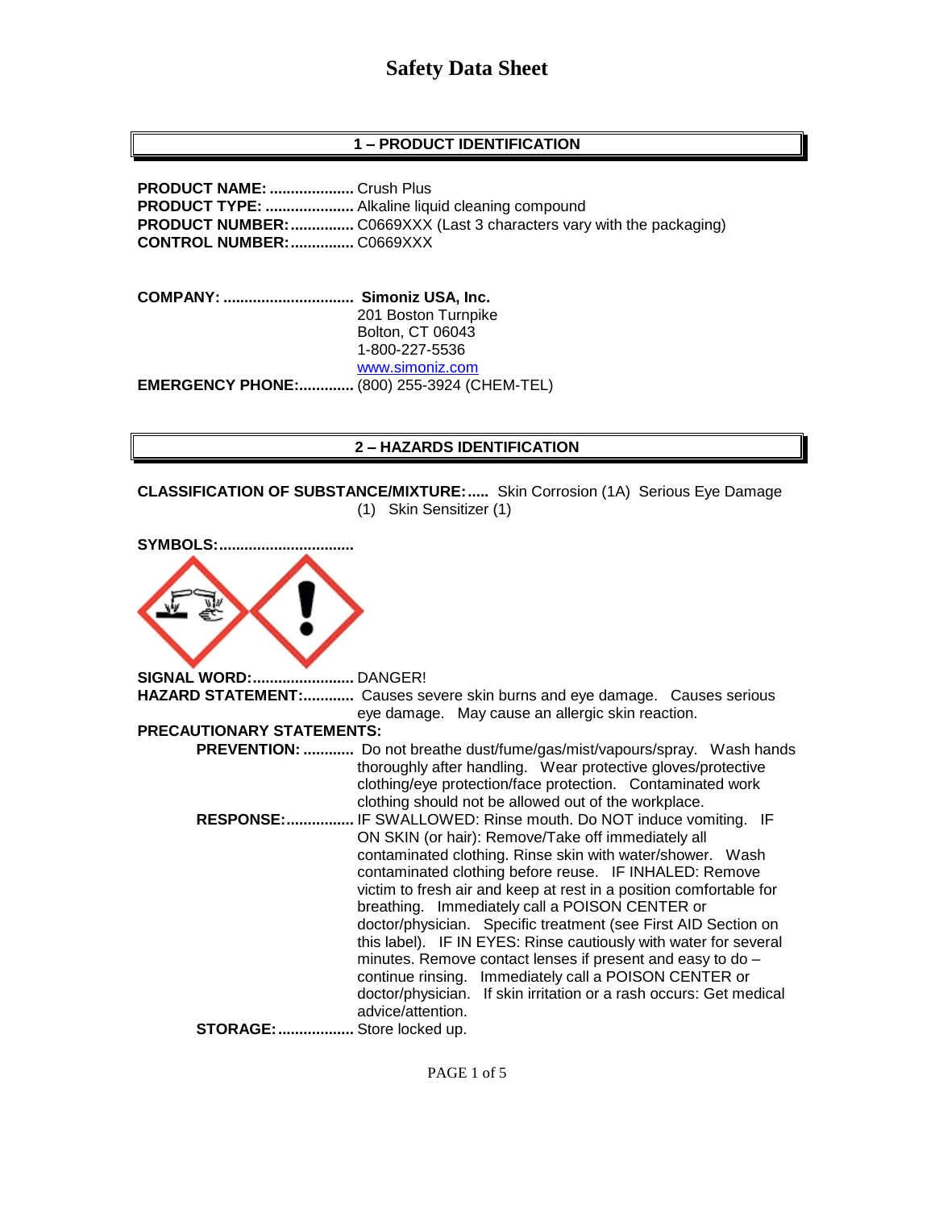# Safety Data Sheet

## 1 – PRODUCT IDENTIFICATION

**PRODUCT NAME:** .................... Crush Plus
**PRODUCT TYPE:** ..................... Alkaline liquid cleaning compound
**PRODUCT NUMBER:**............... C0669XXX (Last 3 characters vary with the packaging)
**CONTROL NUMBER:**............... C0669XXX

**COMPANY:** ............................... **Simoniz USA, Inc.**
201 Boston Turnpike
Bolton, CT 06043
1-800-227-5536
www.simoniz.com
**EMERGENCY PHONE:**............. (800) 255-3924 (CHEM-TEL)

## 2 – HAZARDS IDENTIFICATION

**CLASSIFICATION OF SUBSTANCE/MIXTURE:**..... Skin Corrosion (1A) Serious Eye Damage (1) Skin Sensitizer (1)

**SYMBOLS:**................................

**SIGNAL WORD:**........................ DANGER!
**HAZARD STATEMENT:**............ Causes severe skin burns and eye damage. Causes serious eye damage. May cause an allergic skin reaction.

**PRECAUTIONARY STATEMENTS:**

**PREVENTION:** ............ Do not breathe dust/fume/gas/mist/vapours/spray. Wash hands thoroughly after handling. Wear protective gloves/protective clothing/eye protection/face protection. Contaminated work clothing should not be allowed out of the workplace.

**RESPONSE:**................ IF SWALLOWED: Rinse mouth. Do NOT induce vomiting. IF ON SKIN (or hair): Remove/Take off immediately all contaminated clothing. Rinse skin with water/shower. Wash contaminated clothing before reuse. IF INHALED: Remove victim to fresh air and keep at rest in a position comfortable for breathing. Immediately call a POISON CENTER or doctor/physician. Specific treatment (see First AID Section on this label). IF IN EYES: Rinse cautiously with water for several minutes. Remove contact lenses if present and easy to do – continue rinsing. Immediately call a POISON CENTER or doctor/physician. If skin irritation or a rash occurs: Get medical advice/attention.

**STORAGE:**.................. Store locked up.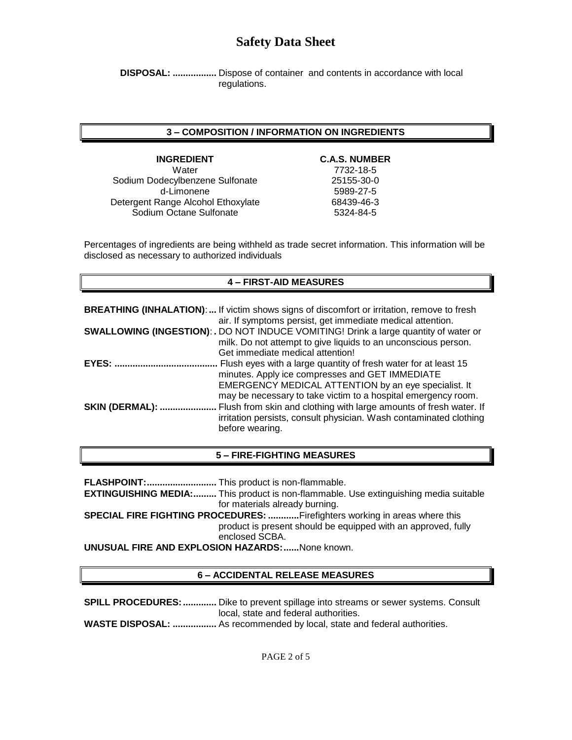# Safety Data Sheet

**DISPOSAL: .................** Dispose of container and contents in accordance with local regulations.

## 3 – COMPOSITION / INFORMATION ON INGREDIENTS

| INGREDIENT | C.A.S. NUMBER |
|---|---|
| Water | 7732-18-5 |
| Sodium Dodecylbenzene Sulfonate | 25155-30-0 |
| d-Limonene | 5989-27-5 |
| Detergent Range Alcohol Ethoxylate | 68439-46-3 |
| Sodium Octane Sulfonate | 5324-84-5 |

Percentages of ingredients are being withheld as trade secret information. This information will be disclosed as necessary to authorized individuals

## 4 – FIRST-AID MEASURES

**BREATHING (INHALATION):...** If victim shows signs of discomfort or irritation, remove to fresh air. If symptoms persist, get immediate medical attention.

**SWALLOWING (INGESTION):.** DO NOT INDUCE VOMITING! Drink a large quantity of water or milk. Do not attempt to give liquids to an unconscious person. Get immediate medical attention!

**EYES: ........................................** Flush eyes with a large quantity of fresh water for at least 15 minutes. Apply ice compresses and GET IMMEDIATE EMERGENCY MEDICAL ATTENTION by an eye specialist. It may be necessary to take victim to a hospital emergency room.

**SKIN (DERMAL): ......................** Flush from skin and clothing with large amounts of fresh water. If irritation persists, consult physician. Wash contaminated clothing before wearing.

## 5 – FIRE-FIGHTING MEASURES

**FLASHPOINT:...........................** This product is non-flammable.

**EXTINGUISHING MEDIA:.........** This product is non-flammable. Use extinguishing media suitable for materials already burning.

**SPECIAL FIRE FIGHTING PROCEDURES: ............** Firefighters working in areas where this product is present should be equipped with an approved, fully enclosed SCBA.

**UNUSUAL FIRE AND EXPLOSION HAZARDS:......** None known.

## 6 – ACCIDENTAL RELEASE MEASURES

**SPILL PROCEDURES: .............** Dike to prevent spillage into streams or sewer systems. Consult local, state and federal authorities.

**WASTE DISPOSAL: .................** As recommended by local, state and federal authorities.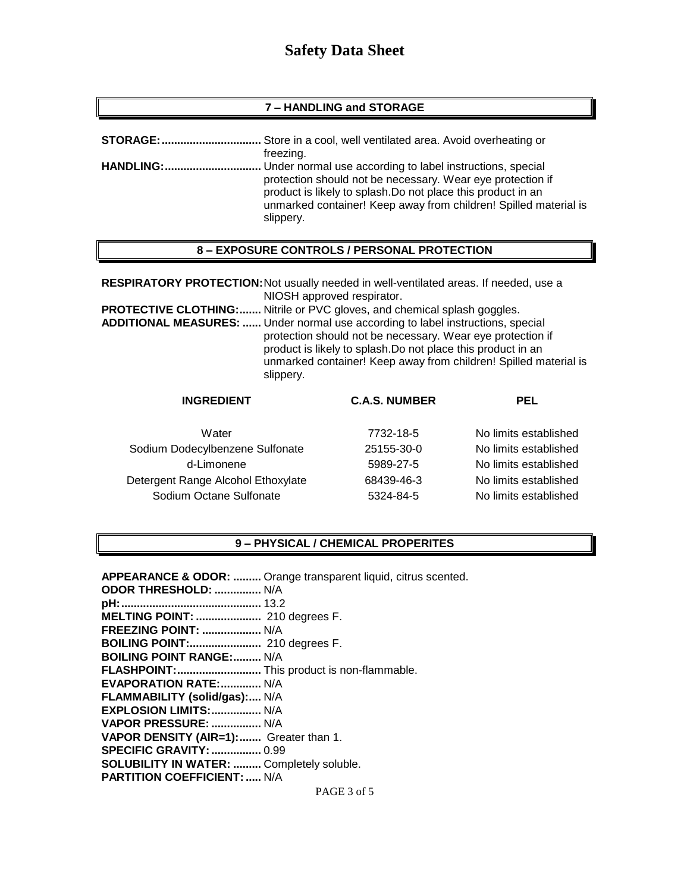# Safety Data Sheet

## 7 – HANDLING and STORAGE

**STORAGE:** Store in a cool, well ventilated area. Avoid overheating or freezing.

**HANDLING:** Under normal use according to label instructions, special protection should not be necessary. Wear eye protection if product is likely to splash.Do not place this product in an unmarked container! Keep away from children! Spilled material is slippery.

## 8 – EXPOSURE CONTROLS / PERSONAL PROTECTION

**RESPIRATORY PROTECTION:** Not usually needed in well-ventilated areas. If needed, use a NIOSH approved respirator.

**PROTECTIVE CLOTHING:** Nitrile or PVC gloves, and chemical splash goggles.

**ADDITIONAL MEASURES:** Under normal use according to label instructions, special protection should not be necessary. Wear eye protection if product is likely to splash.Do not place this product in an unmarked container! Keep away from children! Spilled material is slippery.

| INGREDIENT | C.A.S. NUMBER | PEL |
|---|---|---|
| Water | 7732-18-5 | No limits established |
| Sodium Dodecylbenzene Sulfonate | 25155-30-0 | No limits established |
| d-Limonene | 5989-27-5 | No limits established |
| Detergent Range Alcohol Ethoxylate | 68439-46-3 | No limits established |
| Sodium Octane Sulfonate | 5324-84-5 | No limits established |

## 9 – PHYSICAL / CHEMICAL PROPERITES

**APPEARANCE & ODOR:** Orange transparent liquid, citrus scented.
**ODOR THRESHOLD:** N/A
**pH:** 13.2
**MELTING POINT:** 210 degrees F.
**FREEZING POINT:** N/A
**BOILING POINT:** 210 degrees F.
**BOILING POINT RANGE:** N/A
**FLASHPOINT:** This product is non-flammable.
**EVAPORATION RATE:** N/A
**FLAMMABILITY (solid/gas):** N/A
**EXPLOSION LIMITS:** N/A
**VAPOR PRESSURE:** N/A
**VAPOR DENSITY (AIR=1):** Greater than 1.
**SPECIFIC GRAVITY:** 0.99
**SOLUBILITY IN WATER:** Completely soluble.
**PARTITION COEFFICIENT:** N/A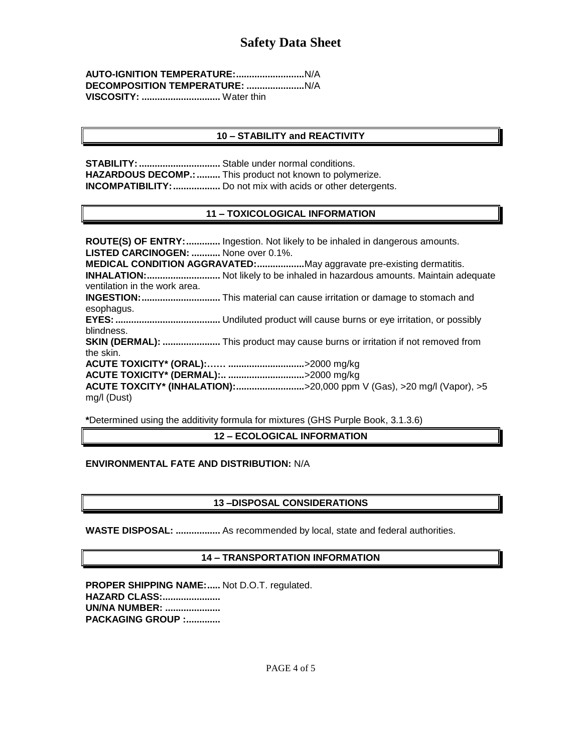# Safety Data Sheet

**AUTO-IGNITION TEMPERATURE:..........................** N/A
**DECOMPOSITION TEMPERATURE: ......................** N/A
**VISCOSITY: .............................** Water thin

## 10 – STABILITY and REACTIVITY

**STABILITY: ...............................** Stable under normal conditions.
**HAZARDOUS DECOMP.: .........** This product not known to polymerize.
**INCOMPATIBILITY: ..................** Do not mix with acids or other detergents.

## 11 – TOXICOLOGICAL INFORMATION

**ROUTE(S) OF ENTRY: .............** Ingestion. Not likely to be inhaled in dangerous amounts.
**LISTED CARCINOGEN: ...........** None over 0.1%.
**MEDICAL CONDITION AGGRAVATED: .................** May aggravate pre-existing dermatitis.
**INHALATION: ............................** Not likely to be inhaled in hazardous amounts. Maintain adequate ventilation in the work area.
**INGESTION: ..............................** This material can cause irritation or damage to stomach and esophagus.
**EYES: ........................................** Undiluted product will cause burns or eye irritation, or possibly blindness.
**SKIN (DERMAL): ......................** This product may cause burns or irritation if not removed from the skin.
**ACUTE TOXICITY* (ORAL):…… ............................** >2000 mg/kg
**ACUTE TOXICITY* (DERMAL):.. ............................** >2000 mg/kg
**ACUTE TOXCITY* (INHALATION): .........................** >20,000 ppm V (Gas), >20 mg/l (Vapor), >5 mg/l (Dust)

**\***Determined using the additivity formula for mixtures (GHS Purple Book, 3.1.3.6)

## 12 – ECOLOGICAL INFORMATION

**ENVIRONMENTAL FATE AND DISTRIBUTION:** N/A

## 13 –DISPOSAL CONSIDERATIONS

**WASTE DISPOSAL: .................** As recommended by local, state and federal authorities.

## 14 – TRANSPORTATION INFORMATION

**PROPER SHIPPING NAME: .....** Not D.O.T. regulated.
**HAZARD CLASS: ......................**
**UN/NA NUMBER: .....................**
**PACKAGING GROUP : .............**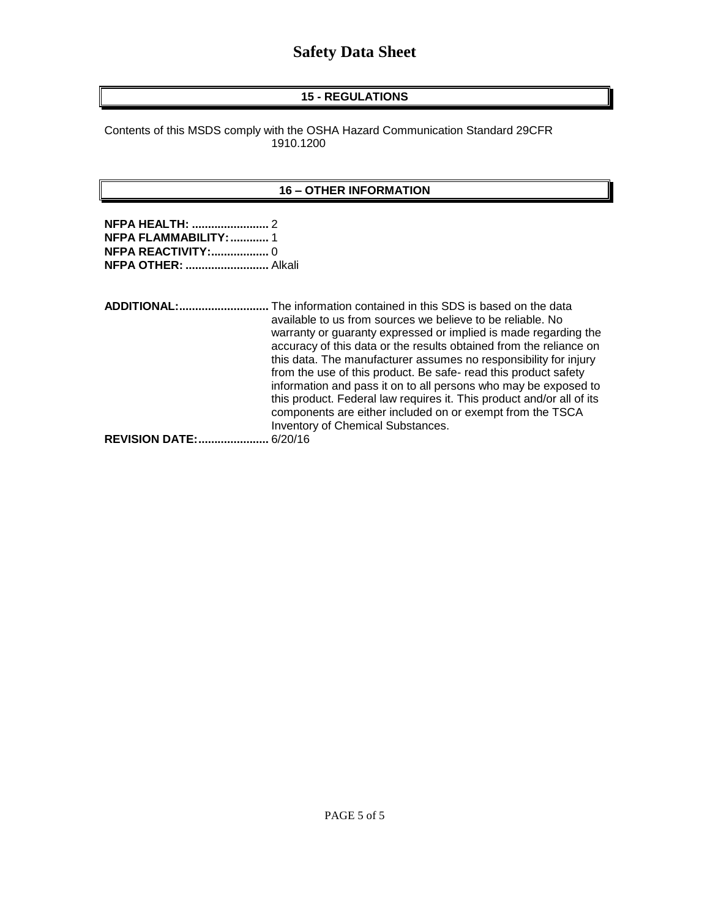# Safety Data Sheet

## 15 - REGULATIONS

Contents of this MSDS comply with the OSHA Hazard Communication Standard 29CFR 1910.1200

## 16 – OTHER INFORMATION

**NFPA HEALTH: ........................** 2
**NFPA FLAMMABILITY:............** 1
**NFPA REACTIVITY:..................** 0
**NFPA OTHER: ..........................** Alkali

**ADDITIONAL:............................** The information contained in this SDS is based on the data available to us from sources we believe to be reliable. No warranty or guaranty expressed or implied is made regarding the accuracy of this data or the results obtained from the reliance on this data. The manufacturer assumes no responsibility for injury from the use of this product. Be safe- read this product safety information and pass it on to all persons who may be exposed to this product. Federal law requires it. This product and/or all of its components are either included on or exempt from the TSCA Inventory of Chemical Substances.

**REVISION DATE:......................** 6/20/16